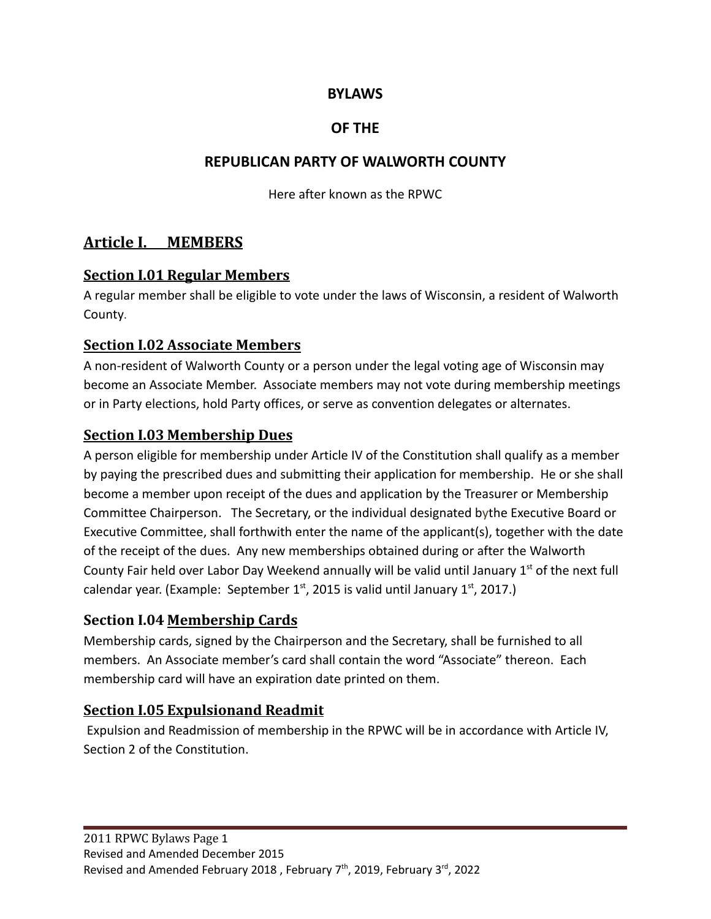**BYLAWS**

**OF THE**

**REPUBLICAN PARTY OF WALWORTH COUNTY**

Here after known as the RPWC

# Article I. MEMBERS

## Section I.01 Regular Members

A regular member shall be eligible to vote under the laws of Wisconsin, a resident of Walworth County.

## Section I.02 Associate Members

A non-resident of Walworth County or a person under the legal voting age of Wisconsin may become an Associate Member. Associate members may not vote during membership meetings or in Party elections, hold Party offices, or serve as convention delegates or alternates.

## Section I.03 Membership Dues

A person eligible for membership under Article IV of the Constitution shall qualify as a member by paying the prescribed dues and submitting their application for membership. He or she shall become a member upon receipt of the dues and application by the Treasurer or Membership Committee Chairperson. The Secretary, or the individual designated bythe Executive Board or Executive Committee, shall forthwith enter the name of the applicant(s), together with the date of the receipt of the dues. Any new memberships obtained during or after the Walworth County Fair held over Labor Day Weekend annually will be valid until January 1st of the next full calendar year. (Example: September 1st, 2015 is valid until January 1st, 2017.)

## Section I.04 Membership Cards

Membership cards, signed by the Chairperson and the Secretary, shall be furnished to all members. An Associate member's card shall contain the word "Associate" thereon. Each membership card will have an expiration date printed on them.

## Section I.05 Expulsionand Readmit

Expulsion and Readmission of membership in the RPWC will be in accordance with Article IV, Section 2 of the Constitution.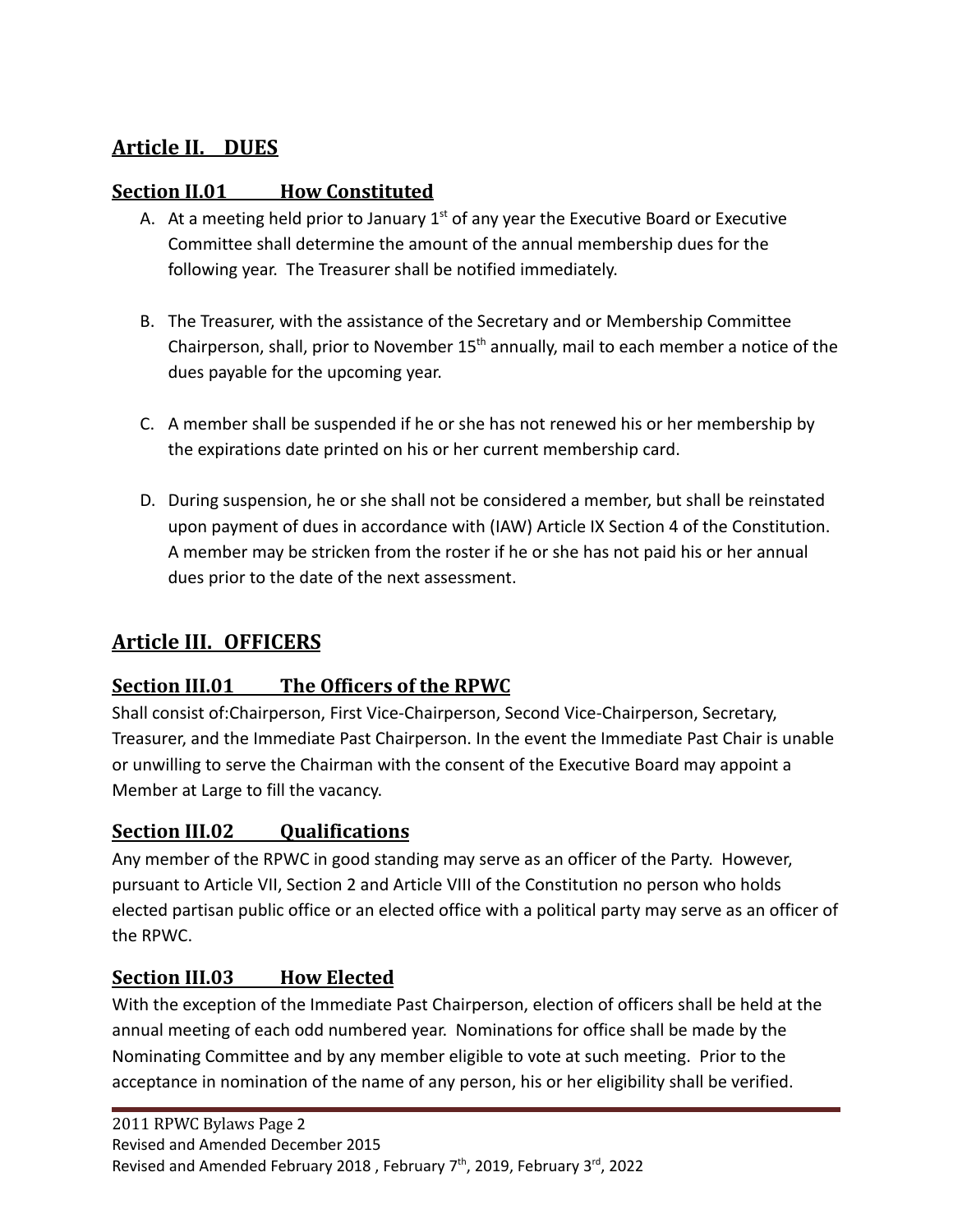## Article II. DUES

### Section II.01 How Constituted

A. At a meeting held prior to January 1st of any year the Executive Board or Executive Committee shall determine the amount of the annual membership dues for the following year. The Treasurer shall be notified immediately.

B. The Treasurer, with the assistance of the Secretary and or Membership Committee Chairperson, shall, prior to November 15th annually, mail to each member a notice of the dues payable for the upcoming year.

C. A member shall be suspended if he or she has not renewed his or her membership by the expirations date printed on his or her current membership card.

D. During suspension, he or she shall not be considered a member, but shall be reinstated upon payment of dues in accordance with (IAW) Article IX Section 4 of the Constitution. A member may be stricken from the roster if he or she has not paid his or her annual dues prior to the date of the next assessment.

## Article III. OFFICERS

### Section III.01 The Officers of the RPWC

Shall consist of:Chairperson, First Vice-Chairperson, Second Vice-Chairperson, Secretary, Treasurer, and the Immediate Past Chairperson. In the event the Immediate Past Chair is unable or unwilling to serve the Chairman with the consent of the Executive Board may appoint a Member at Large to fill the vacancy.

### Section III.02 Qualifications

Any member of the RPWC in good standing may serve as an officer of the Party. However, pursuant to Article VII, Section 2 and Article VIII of the Constitution no person who holds elected partisan public office or an elected office with a political party may serve as an officer of the RPWC.

### Section III.03 How Elected

With the exception of the Immediate Past Chairperson, election of officers shall be held at the annual meeting of each odd numbered year. Nominations for office shall be made by the Nominating Committee and by any member eligible to vote at such meeting. Prior to the acceptance in nomination of the name of any person, his or her eligibility shall be verified.

2011 RPWC Bylaws
Revised and Amended December 2015
Revised and Amended February 2018 , February 7th, 2019, February 3rd, 2022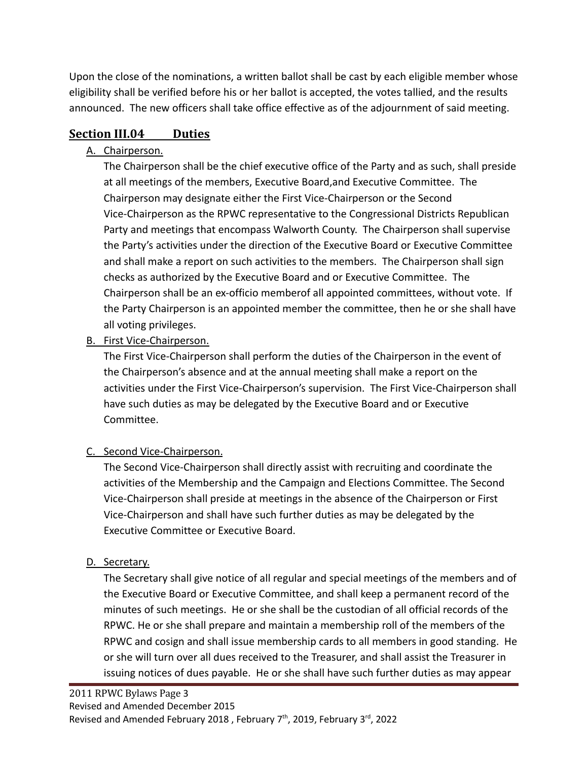Upon the close of the nominations, a written ballot shall be cast by each eligible member whose eligibility shall be verified before his or her ballot is accepted, the votes tallied, and the results announced. The new officers shall take office effective as of the adjournment of said meeting.

## Section III.04 Duties

A. Chairperson.

The Chairperson shall be the chief executive office of the Party and as such, shall preside at all meetings of the members, Executive Board,and Executive Committee. The Chairperson may designate either the First Vice-Chairperson or the Second Vice-Chairperson as the RPWC representative to the Congressional Districts Republican Party and meetings that encompass Walworth County. The Chairperson shall supervise the Party's activities under the direction of the Executive Board or Executive Committee and shall make a report on such activities to the members. The Chairperson shall sign checks as authorized by the Executive Board and or Executive Committee. The Chairperson shall be an ex-officio memberof all appointed committees, without vote. If the Party Chairperson is an appointed member the committee, then he or she shall have all voting privileges.

B. First Vice-Chairperson.

The First Vice-Chairperson shall perform the duties of the Chairperson in the event of the Chairperson's absence and at the annual meeting shall make a report on the activities under the First Vice-Chairperson's supervision. The First Vice-Chairperson shall have such duties as may be delegated by the Executive Board and or Executive Committee.

C. Second Vice-Chairperson.

The Second Vice-Chairperson shall directly assist with recruiting and coordinate the activities of the Membership and the Campaign and Elections Committee. The Second Vice-Chairperson shall preside at meetings in the absence of the Chairperson or First Vice-Chairperson and shall have such further duties as may be delegated by the Executive Committee or Executive Board.

D. Secretary.

The Secretary shall give notice of all regular and special meetings of the members and of the Executive Board or Executive Committee, and shall keep a permanent record of the minutes of such meetings. He or she shall be the custodian of all official records of the RPWC. He or she shall prepare and maintain a membership roll of the members of the RPWC and cosign and shall issue membership cards to all members in good standing. He or she will turn over all dues received to the Treasurer, and shall assist the Treasurer in issuing notices of dues payable. He or she shall have such further duties as may appear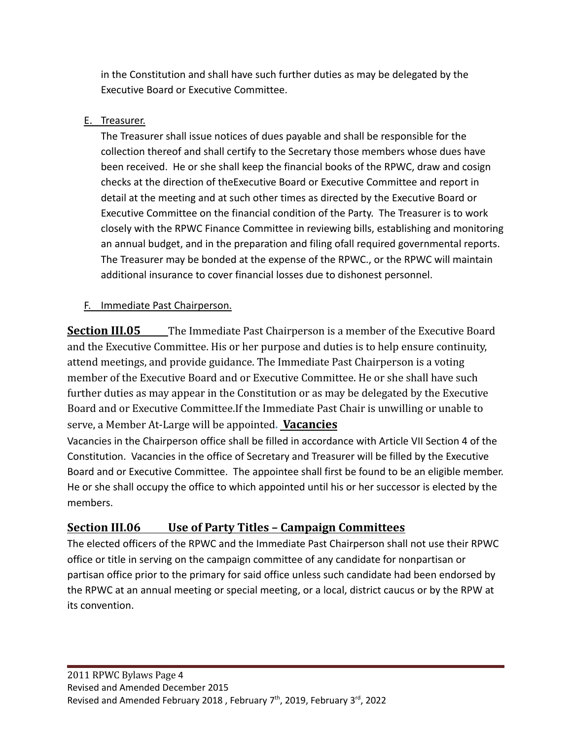in the Constitution and shall have such further duties as may be delegated by the Executive Board or Executive Committee.

E. Treasurer.

The Treasurer shall issue notices of dues payable and shall be responsible for the collection thereof and shall certify to the Secretary those members whose dues have been received. He or she shall keep the financial books of the RPWC, draw and cosign checks at the direction of theExecutive Board or Executive Committee and report in detail at the meeting and at such other times as directed by the Executive Board or Executive Committee on the financial condition of the Party. The Treasurer is to work closely with the RPWC Finance Committee in reviewing bills, establishing and monitoring an annual budget, and in the preparation and filing ofall required governmental reports. The Treasurer may be bonded at the expense of the RPWC., or the RPWC will maintain additional insurance to cover financial losses due to dishonest personnel.

F. Immediate Past Chairperson.

**Section III.05** The Immediate Past Chairperson is a member of the Executive Board and the Executive Committee. His or her purpose and duties is to help ensure continuity, attend meetings, and provide guidance. The Immediate Past Chairperson is a voting member of the Executive Board and or Executive Committee. He or she shall have such further duties as may appear in the Constitution or as may be delegated by the Executive Board and or Executive Committee.If the Immediate Past Chair is unwilling or unable to serve, a Member At-Large will be appointed. **Vacancies**

Vacancies in the Chairperson office shall be filled in accordance with Article VII Section 4 of the Constitution. Vacancies in the office of Secretary and Treasurer will be filled by the Executive Board and or Executive Committee. The appointee shall first be found to be an eligible member. He or she shall occupy the office to which appointed until his or her successor is elected by the members.

## Section III.06 Use of Party Titles – Campaign Committees

The elected officers of the RPWC and the Immediate Past Chairperson shall not use their RPWC office or title in serving on the campaign committee of any candidate for nonpartisan or partisan office prior to the primary for said office unless such candidate had been endorsed by the RPWC at an annual meeting or special meeting, or a local, district caucus or by the RPW at its convention.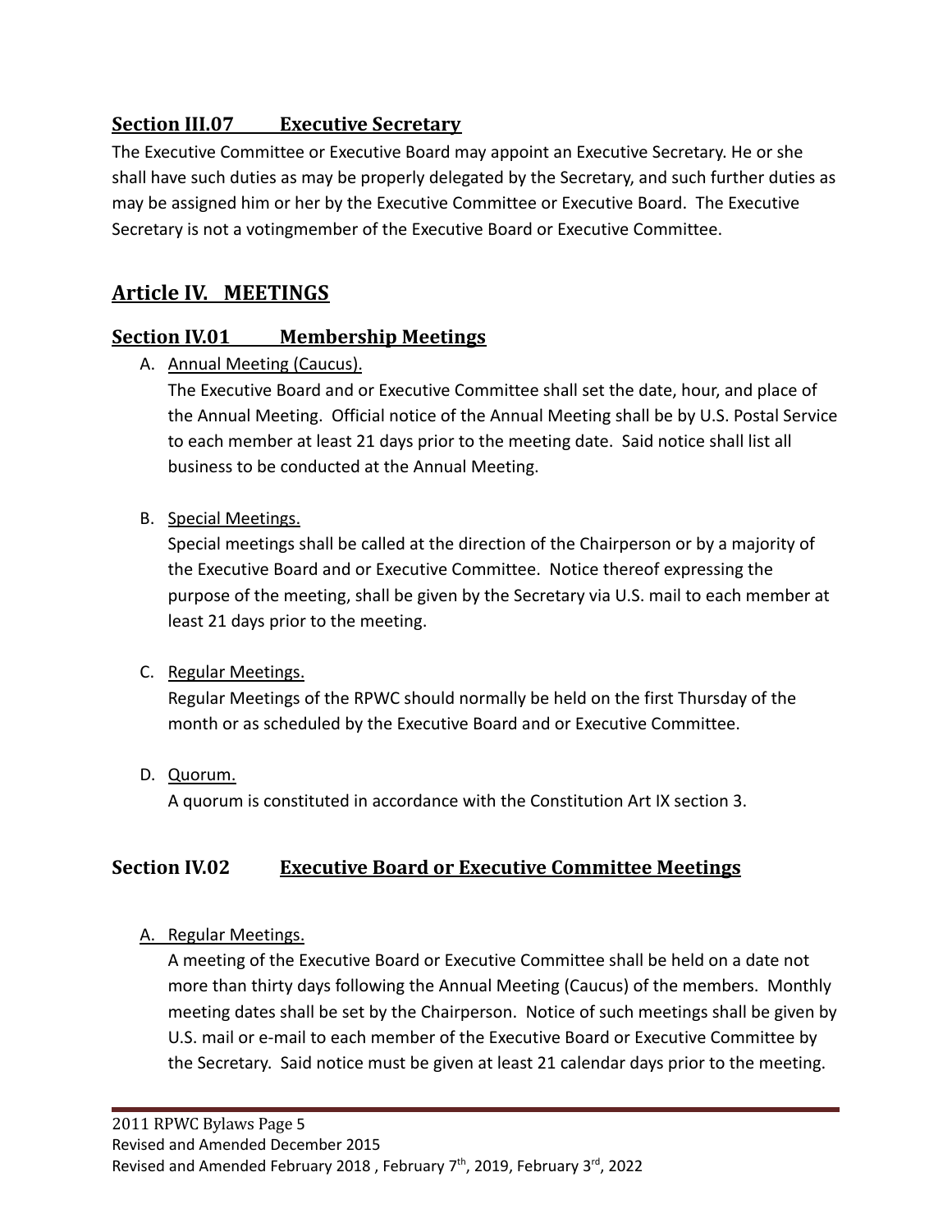## Section III.07 Executive Secretary

The Executive Committee or Executive Board may appoint an Executive Secretary. He or she shall have such duties as may be properly delegated by the Secretary, and such further duties as may be assigned him or her by the Executive Committee or Executive Board. The Executive Secretary is not a votingmember of the Executive Board or Executive Committee.

# Article IV. MEETINGS

## Section IV.01 Membership Meetings

A. Annual Meeting (Caucus).
The Executive Board and or Executive Committee shall set the date, hour, and place of the Annual Meeting. Official notice of the Annual Meeting shall be by U.S. Postal Service to each member at least 21 days prior to the meeting date. Said notice shall list all business to be conducted at the Annual Meeting.

B. Special Meetings.
Special meetings shall be called at the direction of the Chairperson or by a majority of the Executive Board and or Executive Committee. Notice thereof expressing the purpose of the meeting, shall be given by the Secretary via U.S. mail to each member at least 21 days prior to the meeting.

C. Regular Meetings.
Regular Meetings of the RPWC should normally be held on the first Thursday of the month or as scheduled by the Executive Board and or Executive Committee.

D. Quorum.
A quorum is constituted in accordance with the Constitution Art IX section 3.

## Section IV.02 Executive Board or Executive Committee Meetings

A. Regular Meetings.
A meeting of the Executive Board or Executive Committee shall be held on a date not more than thirty days following the Annual Meeting (Caucus) of the members. Monthly meeting dates shall be set by the Chairperson. Notice of such meetings shall be given by U.S. mail or e-mail to each member of the Executive Board or Executive Committee by the Secretary. Said notice must be given at least 21 calendar days prior to the meeting.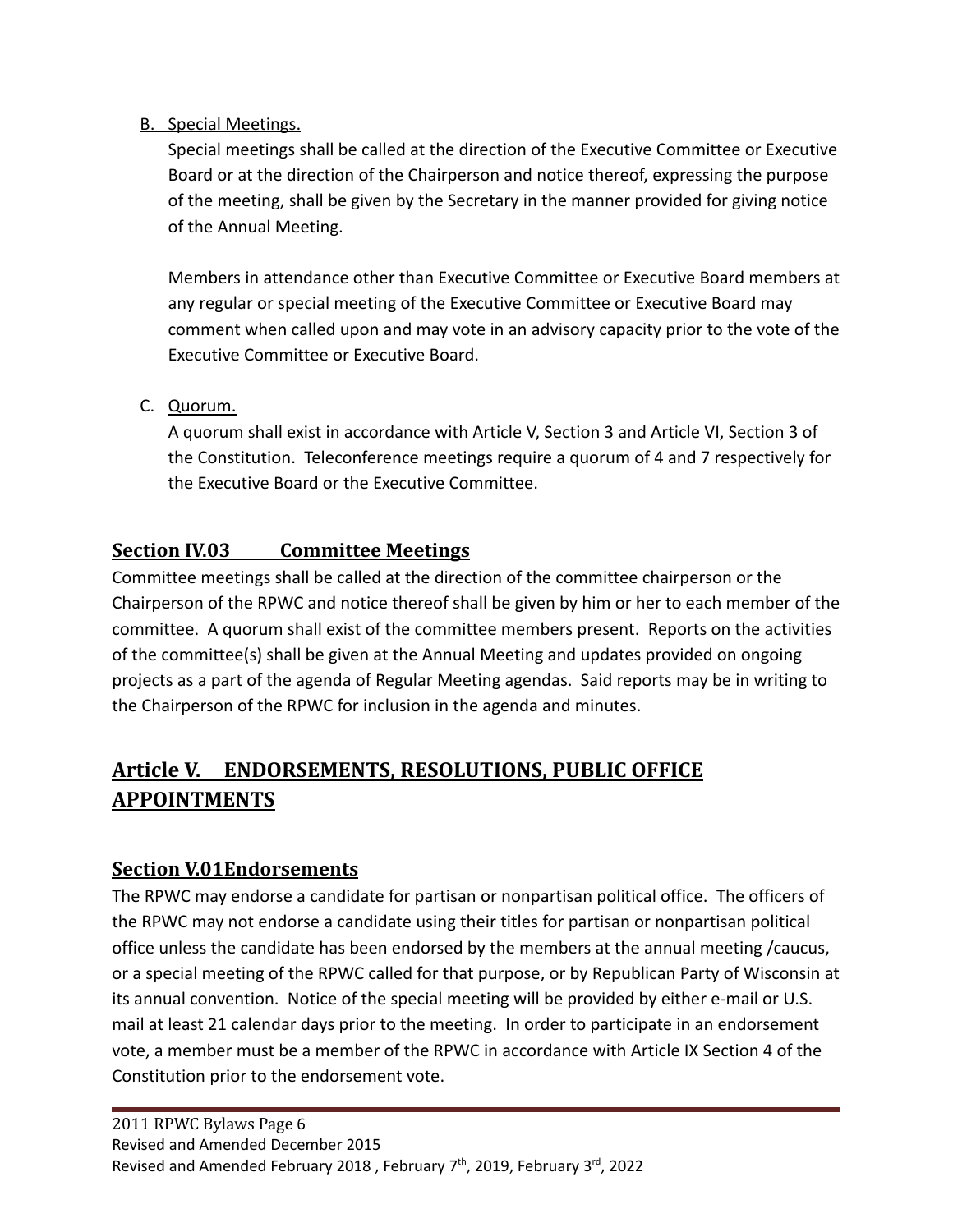B. Special Meetings.

   Special meetings shall be called at the direction of the Executive Committee or Executive Board or at the direction of the Chairperson and notice thereof, expressing the purpose of the meeting, shall be given by the Secretary in the manner provided for giving notice of the Annual Meeting.

   Members in attendance other than Executive Committee or Executive Board members at any regular or special meeting of the Executive Committee or Executive Board may comment when called upon and may vote in an advisory capacity prior to the vote of the Executive Committee or Executive Board.

C. Quorum.

   A quorum shall exist in accordance with Article V, Section 3 and Article VI, Section 3 of the Constitution. Teleconference meetings require a quorum of 4 and 7 respectively for the Executive Board or the Executive Committee.

### Section IV.03 Committee Meetings

Committee meetings shall be called at the direction of the committee chairperson or the Chairperson of the RPWC and notice thereof shall be given by him or her to each member of the committee. A quorum shall exist of the committee members present. Reports on the activities of the committee(s) shall be given at the Annual Meeting and updates provided on ongoing projects as a part of the agenda of Regular Meeting agendas. Said reports may be in writing to the Chairperson of the RPWC for inclusion in the agenda and minutes.

## Article V. ENDORSEMENTS, RESOLUTIONS, PUBLIC OFFICE APPOINTMENTS

### Section V.01Endorsements

The RPWC may endorse a candidate for partisan or nonpartisan political office. The officers of the RPWC may not endorse a candidate using their titles for partisan or nonpartisan political office unless the candidate has been endorsed by the members at the annual meeting /caucus, or a special meeting of the RPWC called for that purpose, or by Republican Party of Wisconsin at its annual convention. Notice of the special meeting will be provided by either e-mail or U.S. mail at least 21 calendar days prior to the meeting. In order to participate in an endorsement vote, a member must be a member of the RPWC in accordance with Article IX Section 4 of the Constitution prior to the endorsement vote.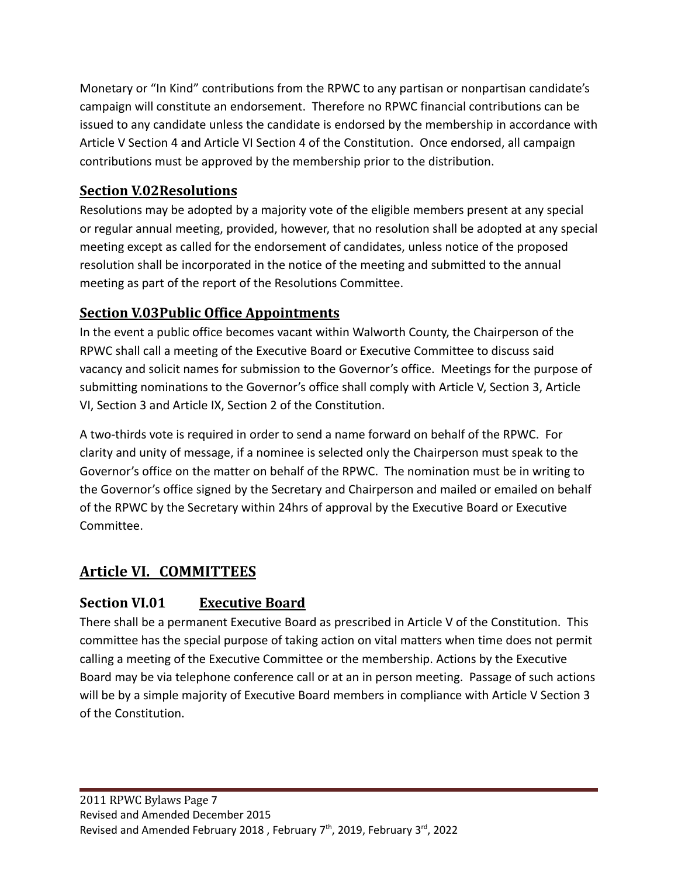Monetary or "In Kind" contributions from the RPWC to any partisan or nonpartisan candidate's campaign will constitute an endorsement. Therefore no RPWC financial contributions can be issued to any candidate unless the candidate is endorsed by the membership in accordance with Article V Section 4 and Article VI Section 4 of the Constitution. Once endorsed, all campaign contributions must be approved by the membership prior to the distribution.

### Section V.02Resolutions

Resolutions may be adopted by a majority vote of the eligible members present at any special or regular annual meeting, provided, however, that no resolution shall be adopted at any special meeting except as called for the endorsement of candidates, unless notice of the proposed resolution shall be incorporated in the notice of the meeting and submitted to the annual meeting as part of the report of the Resolutions Committee.

### Section V.03Public Office Appointments

In the event a public office becomes vacant within Walworth County, the Chairperson of the RPWC shall call a meeting of the Executive Board or Executive Committee to discuss said vacancy and solicit names for submission to the Governor's office. Meetings for the purpose of submitting nominations to the Governor's office shall comply with Article V, Section 3, Article VI, Section 3 and Article IX, Section 2 of the Constitution.

A two-thirds vote is required in order to send a name forward on behalf of the RPWC. For clarity and unity of message, if a nominee is selected only the Chairperson must speak to the Governor's office on the matter on behalf of the RPWC. The nomination must be in writing to the Governor's office signed by the Secretary and Chairperson and mailed or emailed on behalf of the RPWC by the Secretary within 24hrs of approval by the Executive Board or Executive Committee.

## Article VI. COMMITTEES

### Section VI.01 Executive Board

There shall be a permanent Executive Board as prescribed in Article V of the Constitution. This committee has the special purpose of taking action on vital matters when time does not permit calling a meeting of the Executive Committee or the membership. Actions by the Executive Board may be via telephone conference call or at an in person meeting. Passage of such actions will be by a simple majority of Executive Board members in compliance with Article V Section 3 of the Constitution.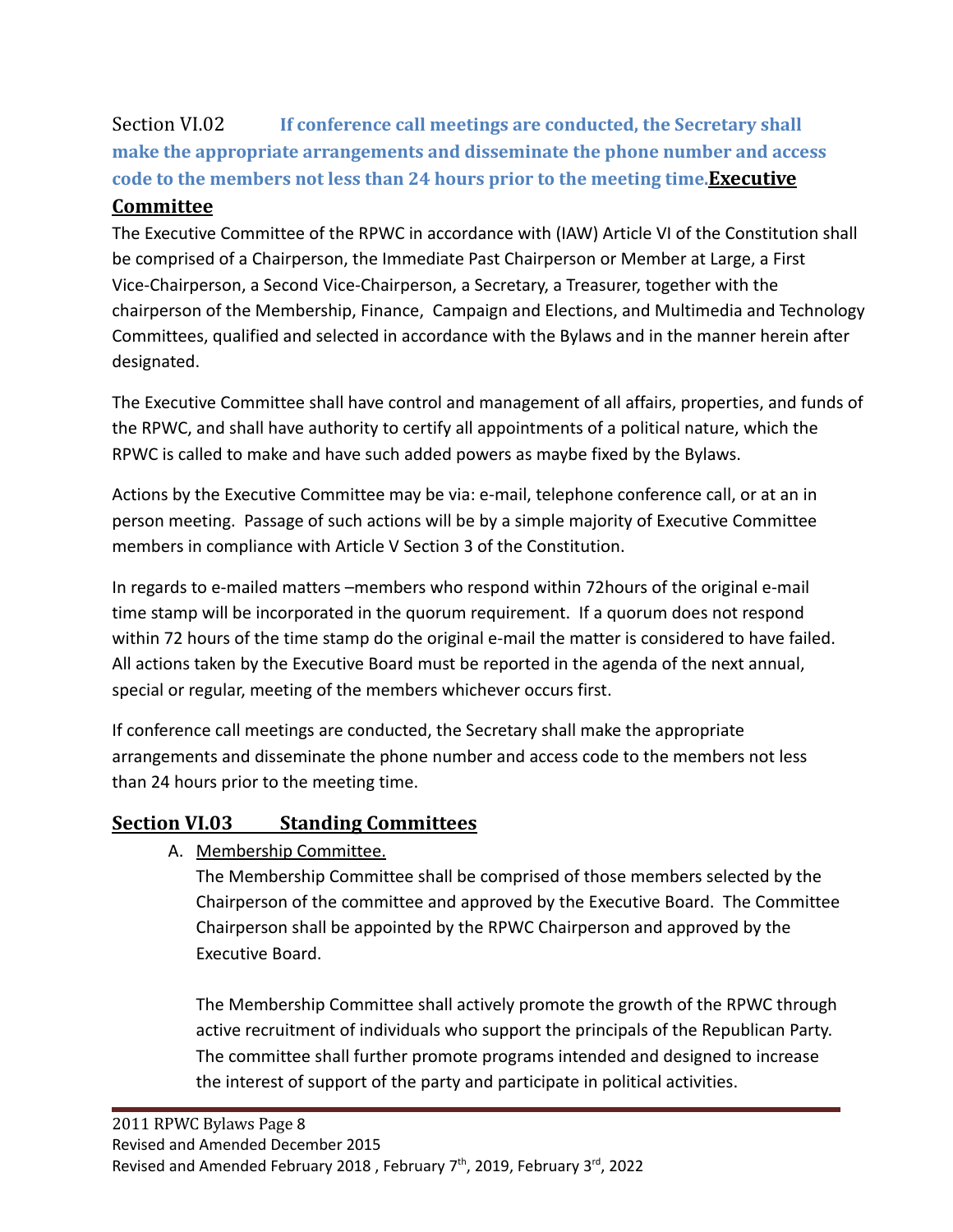## Section VI.02 **If conference call meetings are conducted, the Secretary shall make the appropriate arrangements and disseminate the phone number and access code to the members not less than 24 hours prior to the meeting time.Executive Committee**

The Executive Committee of the RPWC in accordance with (IAW) Article VI of the Constitution shall be comprised of a Chairperson, the Immediate Past Chairperson or Member at Large, a First Vice-Chairperson, a Second Vice-Chairperson, a Secretary, a Treasurer, together with the chairperson of the Membership, Finance, Campaign and Elections, and Multimedia and Technology Committees, qualified and selected in accordance with the Bylaws and in the manner herein after designated.

The Executive Committee shall have control and management of all affairs, properties, and funds of the RPWC, and shall have authority to certify all appointments of a political nature, which the RPWC is called to make and have such added powers as maybe fixed by the Bylaws.

Actions by the Executive Committee may be via: e-mail, telephone conference call, or at an in person meeting. Passage of such actions will be by a simple majority of Executive Committee members in compliance with Article V Section 3 of the Constitution.

In regards to e-mailed matters –members who respond within 72hours of the original e-mail time stamp will be incorporated in the quorum requirement. If a quorum does not respond within 72 hours of the time stamp do the original e-mail the matter is considered to have failed. All actions taken by the Executive Board must be reported in the agenda of the next annual, special or regular, meeting of the members whichever occurs first.

If conference call meetings are conducted, the Secretary shall make the appropriate arrangements and disseminate the phone number and access code to the members not less than 24 hours prior to the meeting time.

## Section VI.03 Standing Committees

A. Membership Committee.

The Membership Committee shall be comprised of those members selected by the Chairperson of the committee and approved by the Executive Board. The Committee Chairperson shall be appointed by the RPWC Chairperson and approved by the Executive Board.

The Membership Committee shall actively promote the growth of the RPWC through active recruitment of individuals who support the principals of the Republican Party. The committee shall further promote programs intended and designed to increase the interest of support of the party and participate in political activities.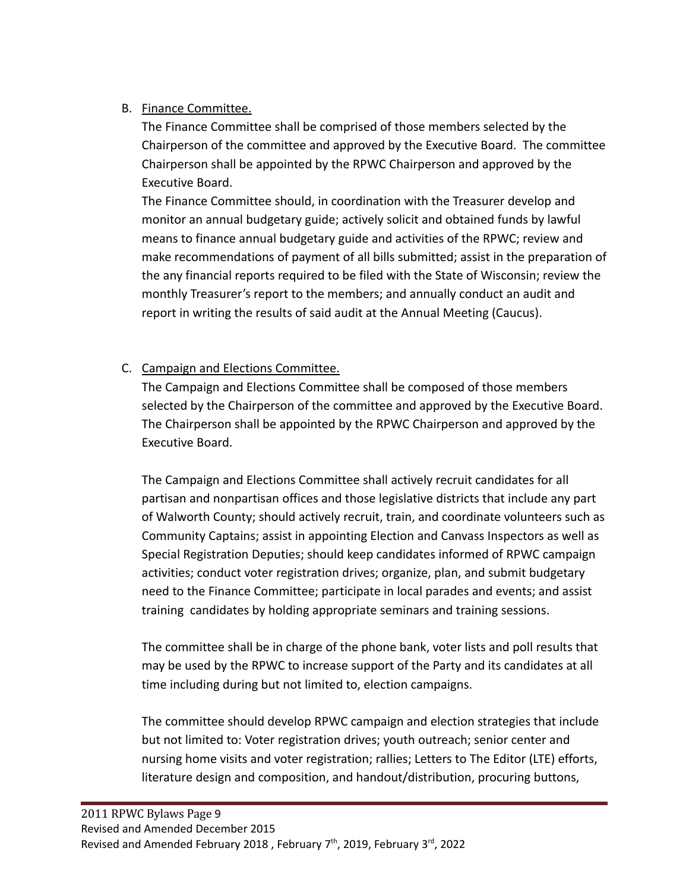B. Finance Committee.

The Finance Committee shall be comprised of those members selected by the Chairperson of the committee and approved by the Executive Board. The committee Chairperson shall be appointed by the RPWC Chairperson and approved by the Executive Board.

The Finance Committee should, in coordination with the Treasurer develop and monitor an annual budgetary guide; actively solicit and obtained funds by lawful means to finance annual budgetary guide and activities of the RPWC; review and make recommendations of payment of all bills submitted; assist in the preparation of the any financial reports required to be filed with the State of Wisconsin; review the monthly Treasurer's report to the members; and annually conduct an audit and report in writing the results of said audit at the Annual Meeting (Caucus).

C. Campaign and Elections Committee.

The Campaign and Elections Committee shall be composed of those members selected by the Chairperson of the committee and approved by the Executive Board. The Chairperson shall be appointed by the RPWC Chairperson and approved by the Executive Board.

The Campaign and Elections Committee shall actively recruit candidates for all partisan and nonpartisan offices and those legislative districts that include any part of Walworth County; should actively recruit, train, and coordinate volunteers such as Community Captains; assist in appointing Election and Canvass Inspectors as well as Special Registration Deputies; should keep candidates informed of RPWC campaign activities; conduct voter registration drives; organize, plan, and submit budgetary need to the Finance Committee; participate in local parades and events; and assist training candidates by holding appropriate seminars and training sessions.

The committee shall be in charge of the phone bank, voter lists and poll results that may be used by the RPWC to increase support of the Party and its candidates at all time including during but not limited to, election campaigns.

The committee should develop RPWC campaign and election strategies that include but not limited to: Voter registration drives; youth outreach; senior center and nursing home visits and voter registration; rallies; Letters to The Editor (LTE) efforts, literature design and composition, and handout/distribution, procuring buttons,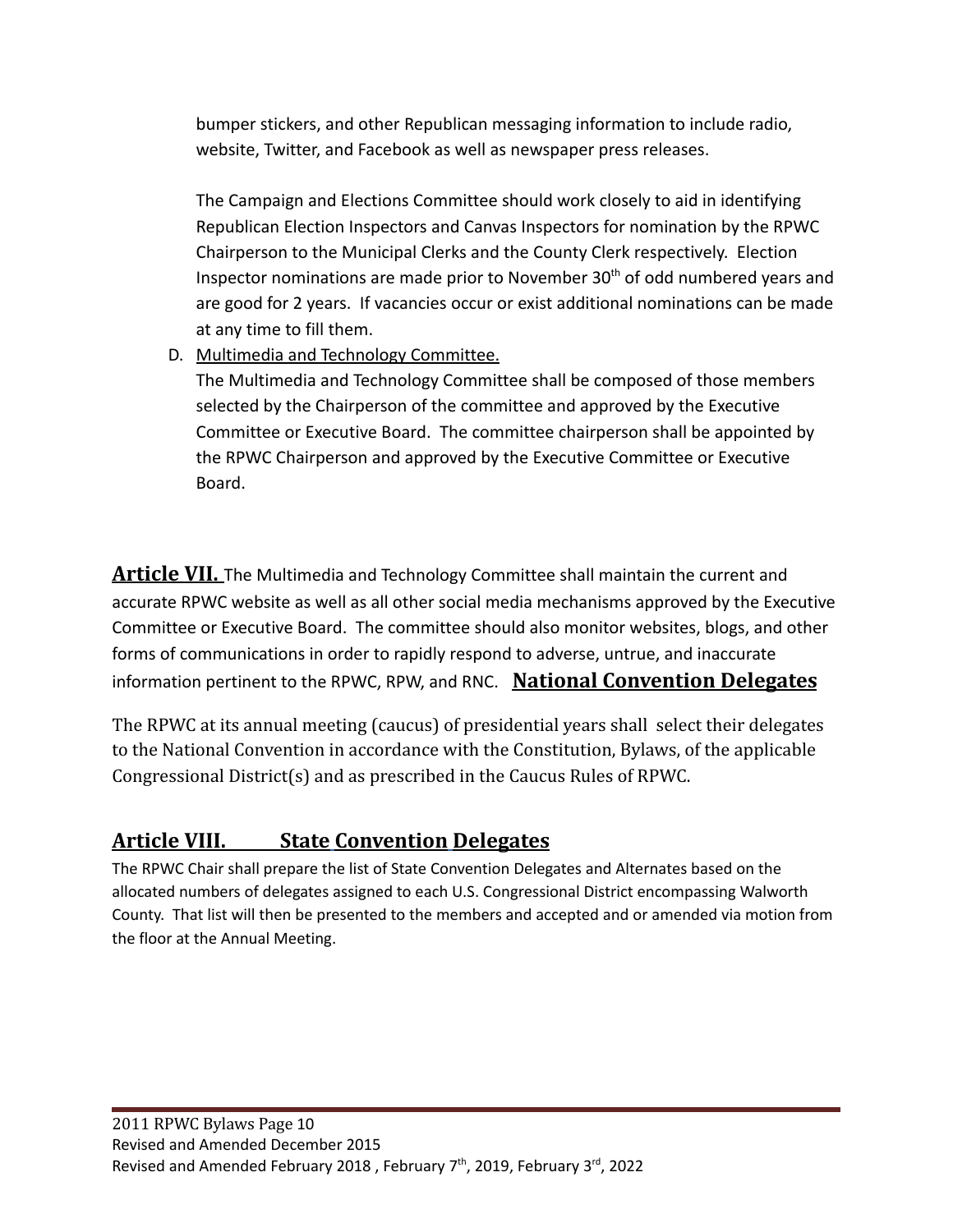bumper stickers, and other Republican messaging information to include radio, website, Twitter, and Facebook as well as newspaper press releases.

The Campaign and Elections Committee should work closely to aid in identifying Republican Election Inspectors and Canvas Inspectors for nomination by the RPWC Chairperson to the Municipal Clerks and the County Clerk respectively. Election Inspector nominations are made prior to November 30th of odd numbered years and are good for 2 years. If vacancies occur or exist additional nominations can be made at any time to fill them.

D. <u>Multimedia and Technology Committee.</u>
The Multimedia and Technology Committee shall be composed of those members selected by the Chairperson of the committee and approved by the Executive Committee or Executive Board. The committee chairperson shall be appointed by the RPWC Chairperson and approved by the Executive Committee or Executive Board.

**Article VII.** The Multimedia and Technology Committee shall maintain the current and accurate RPWC website as well as all other social media mechanisms approved by the Executive Committee or Executive Board. The committee should also monitor websites, blogs, and other forms of communications in order to rapidly respond to adverse, untrue, and inaccurate information pertinent to the RPWC, RPW, and RNC. **National Convention Delegates**

The RPWC at its annual meeting (caucus) of presidential years shall select their delegates to the National Convention in accordance with the Constitution, Bylaws, of the applicable Congressional District(s) and as prescribed in the Caucus Rules of RPWC.

## Article VIII. State Convention Delegates

The RPWC Chair shall prepare the list of State Convention Delegates and Alternates based on the allocated numbers of delegates assigned to each U.S. Congressional District encompassing Walworth County. That list will then be presented to the members and accepted and or amended via motion from the floor at the Annual Meeting.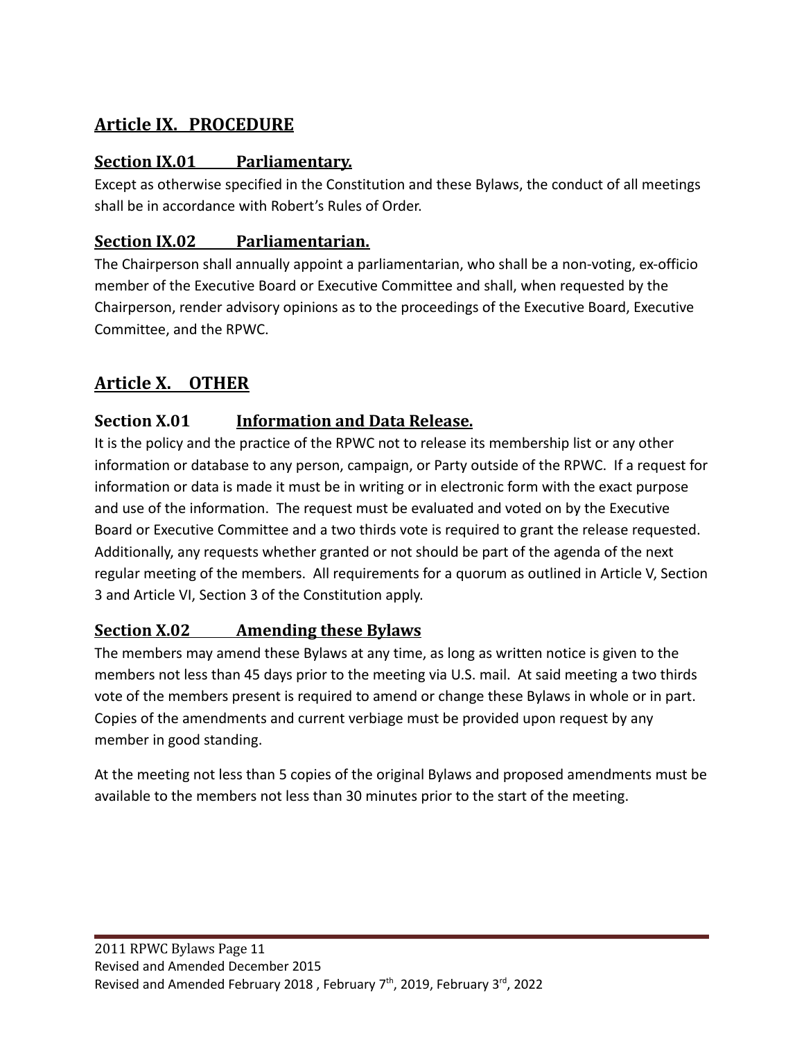## Article IX. PROCEDURE

### Section IX.01 Parliamentary.

Except as otherwise specified in the Constitution and these Bylaws, the conduct of all meetings shall be in accordance with Robert's Rules of Order.

### Section IX.02 Parliamentarian.

The Chairperson shall annually appoint a parliamentarian, who shall be a non-voting, ex-officio member of the Executive Board or Executive Committee and shall, when requested by the Chairperson, render advisory opinions as to the proceedings of the Executive Board, Executive Committee, and the RPWC.

## Article X. OTHER

### Section X.01 Information and Data Release.

It is the policy and the practice of the RPWC not to release its membership list or any other information or database to any person, campaign, or Party outside of the RPWC. If a request for information or data is made it must be in writing or in electronic form with the exact purpose and use of the information. The request must be evaluated and voted on by the Executive Board or Executive Committee and a two thirds vote is required to grant the release requested. Additionally, any requests whether granted or not should be part of the agenda of the next regular meeting of the members. All requirements for a quorum as outlined in Article V, Section 3 and Article VI, Section 3 of the Constitution apply.

### Section X.02 Amending these Bylaws

The members may amend these Bylaws at any time, as long as written notice is given to the members not less than 45 days prior to the meeting via U.S. mail. At said meeting a two thirds vote of the members present is required to amend or change these Bylaws in whole or in part. Copies of the amendments and current verbiage must be provided upon request by any member in good standing.

At the meeting not less than 5 copies of the original Bylaws and proposed amendments must be available to the members not less than 30 minutes prior to the start of the meeting.